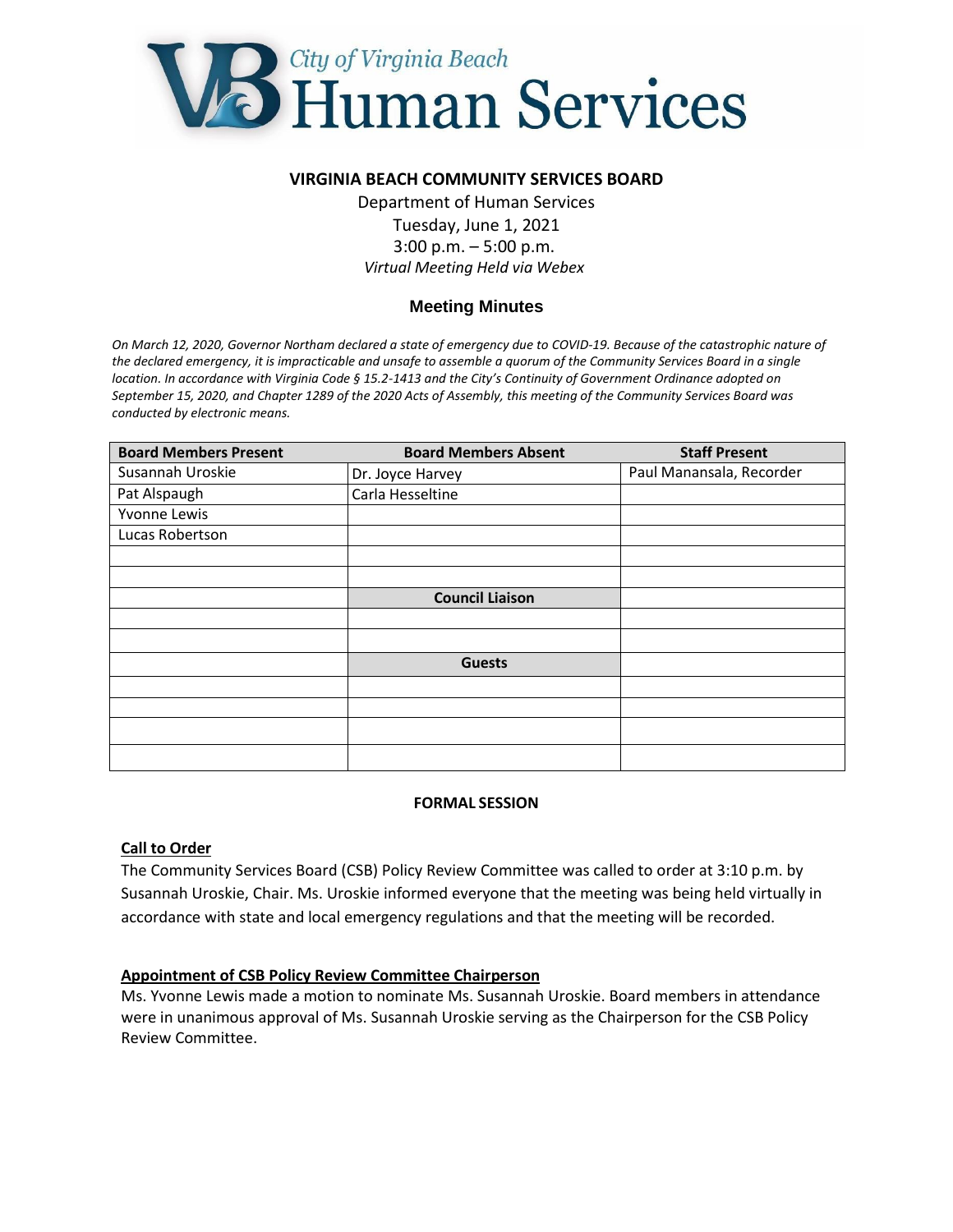# City of Virginia Beach Human Services

**VIRGINIA BEACH COMMUNITY SERVICES BOARD**

Department of Human Services
Tuesday, June 1, 2021
3:00 p.m. – 5:00 p.m.
*Virtual Meeting Held via Webex*

## Meeting Minutes

*On March 12, 2020, Governor Northam declared a state of emergency due to COVID-19. Because of the catastrophic nature of the declared emergency, it is impracticable and unsafe to assemble a quorum of the Community Services Board in a single location. In accordance with Virginia Code § 15.2-1413 and the City's Continuity of Government Ordinance adopted on September 15, 2020, and Chapter 1289 of the 2020 Acts of Assembly, this meeting of the Community Services Board was conducted by electronic means.*

| Board Members Present | Board Members Absent | Staff Present |
|---|---|---|
| Susannah Uroskie | Dr. Joyce Harvey | Paul Manansala, Recorder |
| Pat Alspaugh | Carla Hesseltine | |
| Yvonne Lewis | | |
| Lucas Robertson | | |
| | | |
| | | |
| | **Council Liaison** | |
| | | |
| | | |
| | **Guests** | |
| | | |
| | | |
| | | |
| | | |

**FORMAL SESSION**

**Call to Order**

The Community Services Board (CSB) Policy Review Committee was called to order at 3:10 p.m. by Susannah Uroskie, Chair. Ms. Uroskie informed everyone that the meeting was being held virtually in accordance with state and local emergency regulations and that the meeting will be recorded.

**Appointment of CSB Policy Review Committee Chairperson**

Ms. Yvonne Lewis made a motion to nominate Ms. Susannah Uroskie. Board members in attendance were in unanimous approval of Ms. Susannah Uroskie serving as the Chairperson for the CSB Policy Review Committee.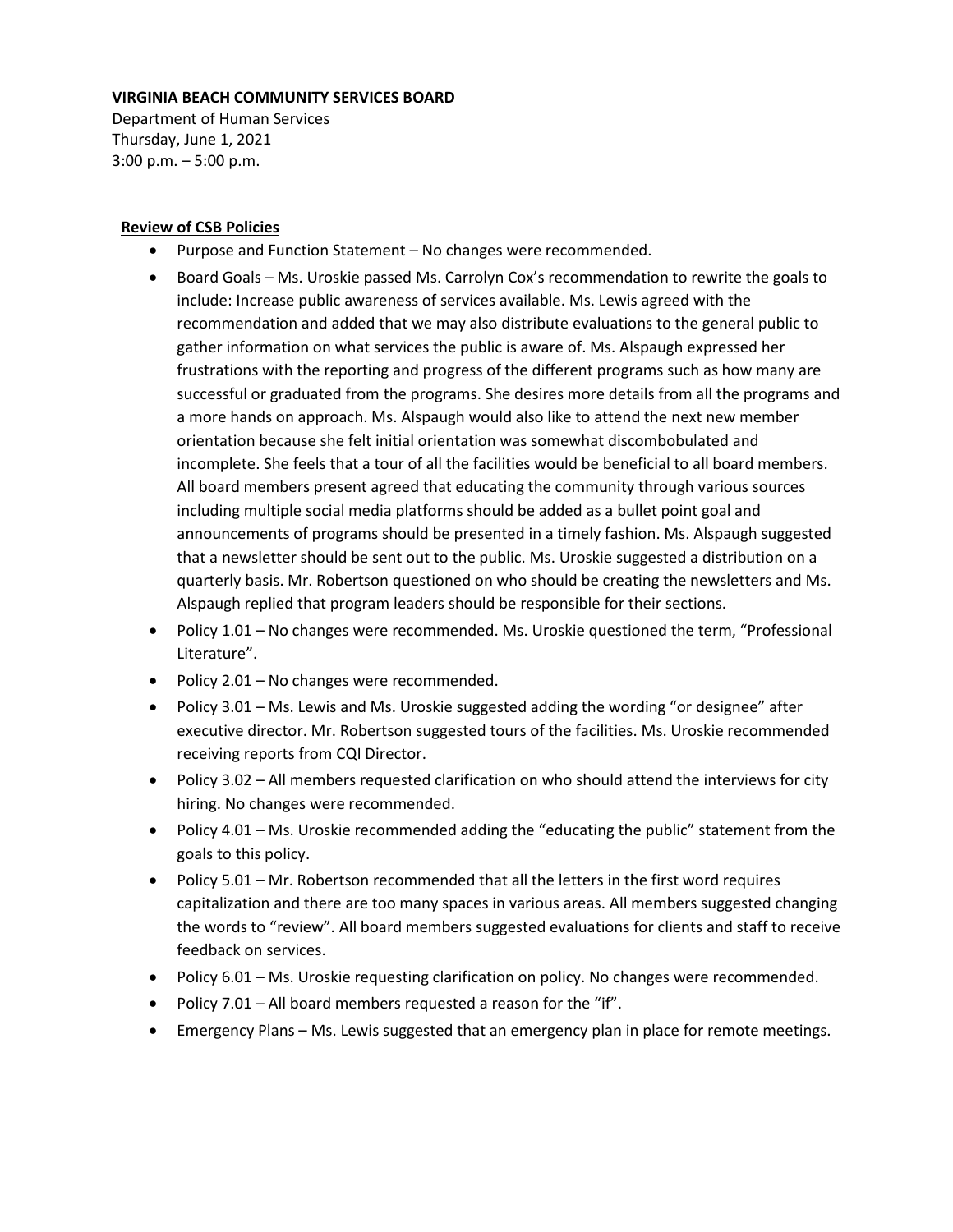**VIRGINIA BEACH COMMUNITY SERVICES BOARD**

Department of Human Services
Thursday, June 1, 2021
3:00 p.m. – 5:00 p.m.

**<u>Review of CSB Policies</u>**

- Purpose and Function Statement – No changes were recommended.
- Board Goals – Ms. Uroskie passed Ms. Carrolyn Cox's recommendation to rewrite the goals to include: Increase public awareness of services available. Ms. Lewis agreed with the recommendation and added that we may also distribute evaluations to the general public to gather information on what services the public is aware of. Ms. Alspaugh expressed her frustrations with the reporting and progress of the different programs such as how many are successful or graduated from the programs. She desires more details from all the programs and a more hands on approach. Ms. Alspaugh would also like to attend the next new member orientation because she felt initial orientation was somewhat discombobulated and incomplete. She feels that a tour of all the facilities would be beneficial to all board members. All board members present agreed that educating the community through various sources including multiple social media platforms should be added as a bullet point goal and announcements of programs should be presented in a timely fashion. Ms. Alspaugh suggested that a newsletter should be sent out to the public. Ms. Uroskie suggested a distribution on a quarterly basis. Mr. Robertson questioned on who should be creating the newsletters and Ms. Alspaugh replied that program leaders should be responsible for their sections.
- Policy 1.01 – No changes were recommended. Ms. Uroskie questioned the term, "Professional Literature".
- Policy 2.01 – No changes were recommended.
- Policy 3.01 – Ms. Lewis and Ms. Uroskie suggested adding the wording "or designee" after executive director. Mr. Robertson suggested tours of the facilities. Ms. Uroskie recommended receiving reports from CQI Director.
- Policy 3.02 – All members requested clarification on who should attend the interviews for city hiring. No changes were recommended.
- Policy 4.01 – Ms. Uroskie recommended adding the "educating the public" statement from the goals to this policy.
- Policy 5.01 – Mr. Robertson recommended that all the letters in the first word requires capitalization and there are too many spaces in various areas. All members suggested changing the words to "review". All board members suggested evaluations for clients and staff to receive feedback on services.
- Policy 6.01 – Ms. Uroskie requesting clarification on policy. No changes were recommended.
- Policy 7.01 – All board members requested a reason for the "if".
- Emergency Plans – Ms. Lewis suggested that an emergency plan in place for remote meetings.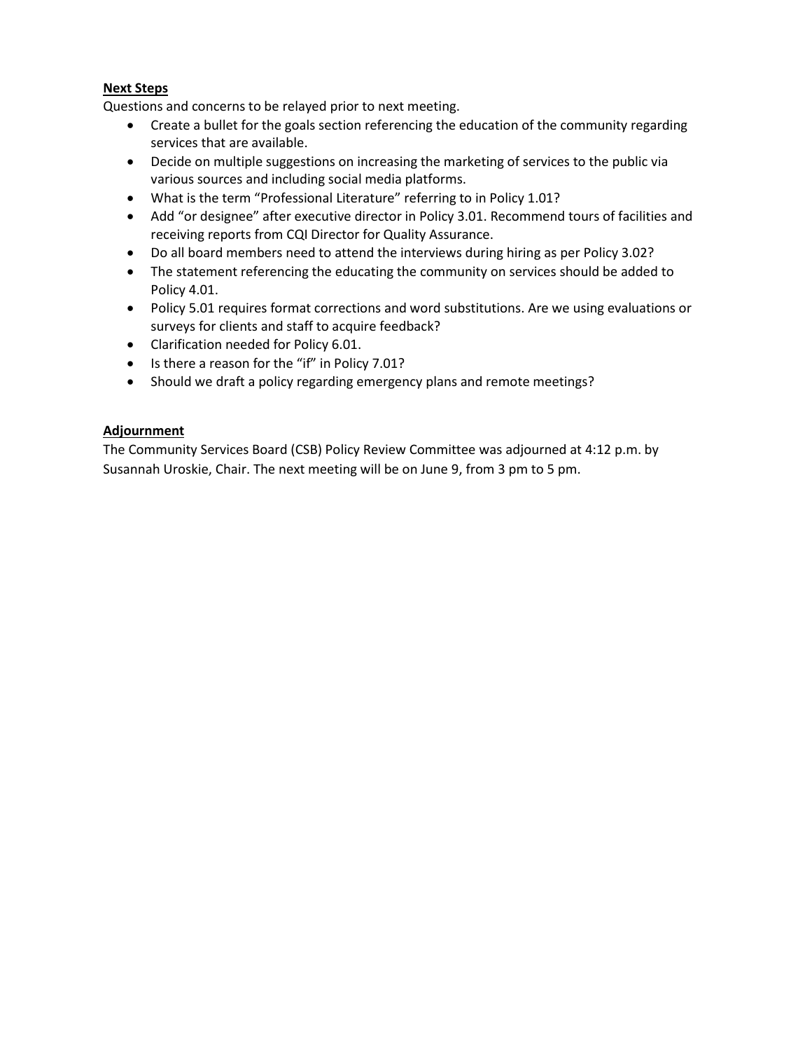**Next Steps**

Questions and concerns to be relayed prior to next meeting.

- Create a bullet for the goals section referencing the education of the community regarding services that are available.
- Decide on multiple suggestions on increasing the marketing of services to the public via various sources and including social media platforms.
- What is the term "Professional Literature" referring to in Policy 1.01?
- Add "or designee" after executive director in Policy 3.01. Recommend tours of facilities and receiving reports from CQI Director for Quality Assurance.
- Do all board members need to attend the interviews during hiring as per Policy 3.02?
- The statement referencing the educating the community on services should be added to Policy 4.01.
- Policy 5.01 requires format corrections and word substitutions. Are we using evaluations or surveys for clients and staff to acquire feedback?
- Clarification needed for Policy 6.01.
- Is there a reason for the "if" in Policy 7.01?
- Should we draft a policy regarding emergency plans and remote meetings?

**Adjournment**

The Community Services Board (CSB) Policy Review Committee was adjourned at 4:12 p.m. by Susannah Uroskie, Chair. The next meeting will be on June 9, from 3 pm to 5 pm.